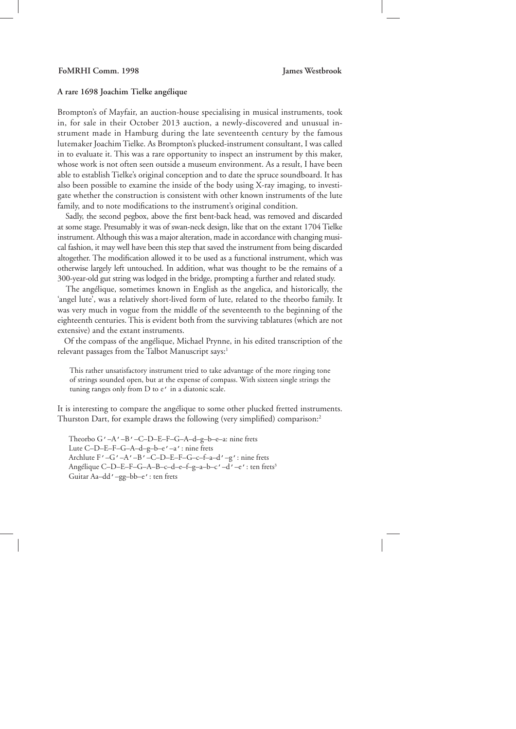FoMRHI Comm. 1998 James Westbrook

## A rare 1698 Joachim Tielke angélique

Brompton's of Mayfair, an auction-house specialising in musical instruments, took in, for sale in their October 2013 auction, a newly-discovered and unusual instrument made in Hamburg during the late seventeenth century by the famous lutemaker Joachim Tielke. As Brompton's plucked-instrument consultant, I was called in to evaluate it. This was a rare opportunity to inspect an instrument by this maker, whose work is not often seen outside a museum environment. As a result, I have been able to establish Tielke's original conception and to date the spruce soundboard. It has also been possible to examine the inside of the body using X-ray imaging, to investigate whether the construction is consistent with other known instruments of the lute family, and to note modifications to the instrument's original condition.

Sadly, the second pegbox, above the first bent-back head, was removed and discarded at some stage. Presumably it was of swan-neck design, like that on the extant 1704 Tielke instrument. Although this was a major alteration, made in accordance with changing musical fashion, it may well have been this step that saved the instrument from being discarded altogether. The modification allowed it to be used as a functional instrument, which was otherwise largely left untouched. In addition, what was thought to be the remains of a 300-year-old gut string was lodged in the bridge, prompting a further and related study.

The angélique, sometimes known in English as the angelica, and historically, the 'angel lute', was a relatively short-lived form of lute, related to the theorbo family. It was very much in vogue from the middle of the seventeenth to the beginning of the eighteenth centuries. This is evident both from the surviving tablatures (which are not extensive) and the extant instruments.

Of the compass of the angélique, Michael Prynne, in his edited transcription of the relevant passages from the Talbot Manuscript says:[1]

> This rather unsatisfactory instrument tried to take advantage of the more ringing tone of strings sounded open, but at the expense of compass. With sixteen single strings the tuning ranges only from D to e' in a diatonic scale.

It is interesting to compare the angélique to some other plucked fretted instruments. Thurston Dart, for example draws the following (very simplified) comparison:[2]

> Theorbo G'–A'–B'–C–D–E–F–G–A–d–g–b–e–a: nine frets
> Lute C–D–E–F–G–A–d–g–b–e'–a': nine frets
> Archlute F'–G'–A'–B'–C–D–E–F–G–c–f–a–d'–g': nine frets
> Angélique C–D–E–F–G–A–B–c–d–e–f–g–a–b–c'–d'–e': ten frets[3]
> Guitar Aa–dd'–gg–bb–e': ten frets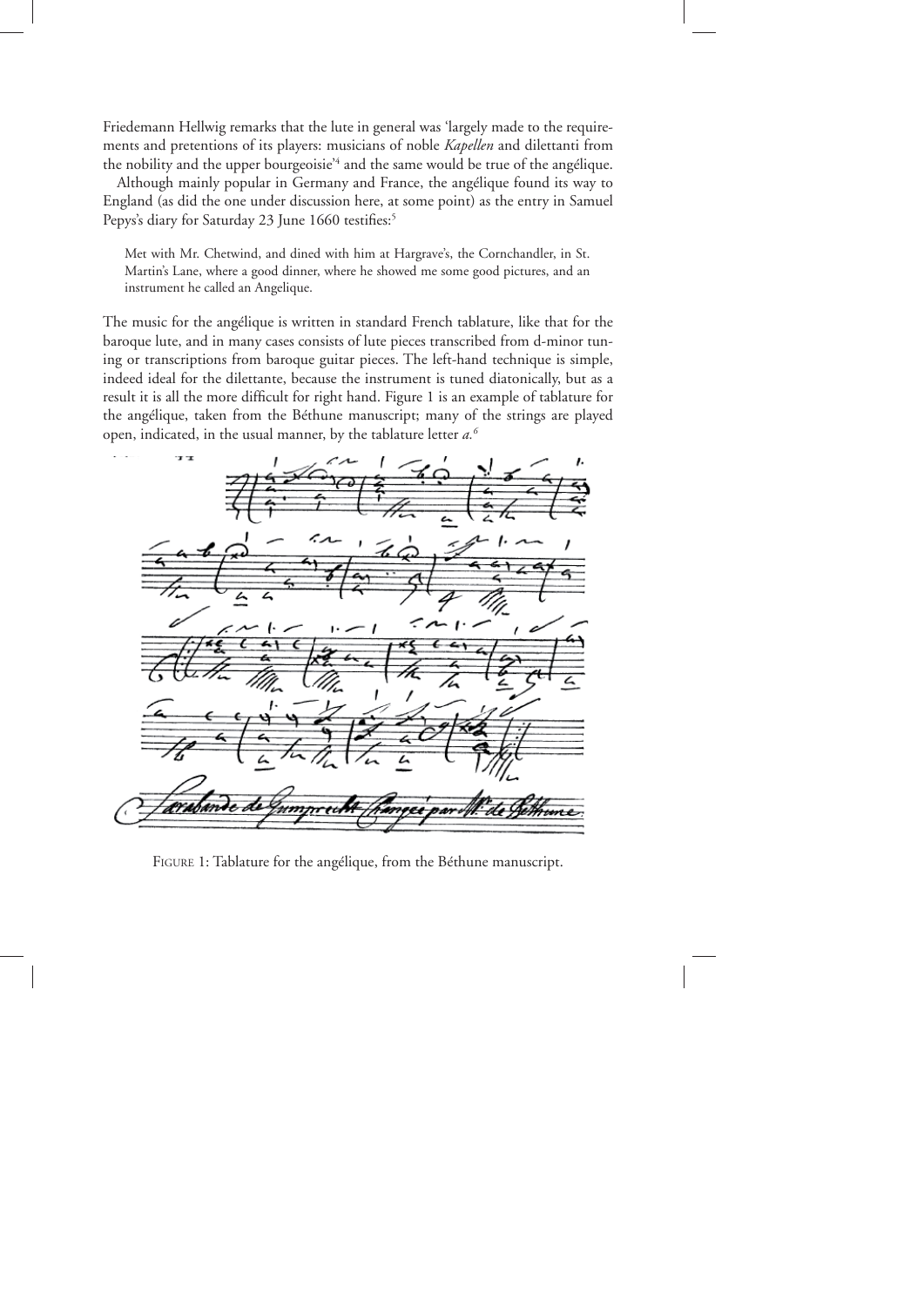Friedemann Hellwig remarks that the lute in general was 'largely made to the requirements and pretentions of its players: musicians of noble *Kapellen* and dilettanti from the nobility and the upper bourgeoisie'[4] and the same would be true of the angélique.

Although mainly popular in Germany and France, the angélique found its way to England (as did the one under discussion here, at some point) as the entry in Samuel Pepys's diary for Saturday 23 June 1660 testifies:[5]

> Met with Mr. Chetwind, and dined with him at Hargrave's, the Cornchandler, in St. Martin's Lane, where a good dinner, where he showed me some good pictures, and an instrument he called an Angelique.

The music for the angélique is written in standard French tablature, like that for the baroque lute, and in many cases consists of lute pieces transcribed from d-minor tuning or transcriptions from baroque guitar pieces. The left-hand technique is simple, indeed ideal for the dilettante, because the instrument is tuned diatonically, but as a result it is all the more difficult for right hand. Figure 1 is an example of tablature for the angélique, taken from the Béthune manuscript; many of the strings are played open, indicated, in the usual manner, by the tablature letter *a*.[6]

FIGURE 1: Tablature for the angélique, from the Béthune manuscript.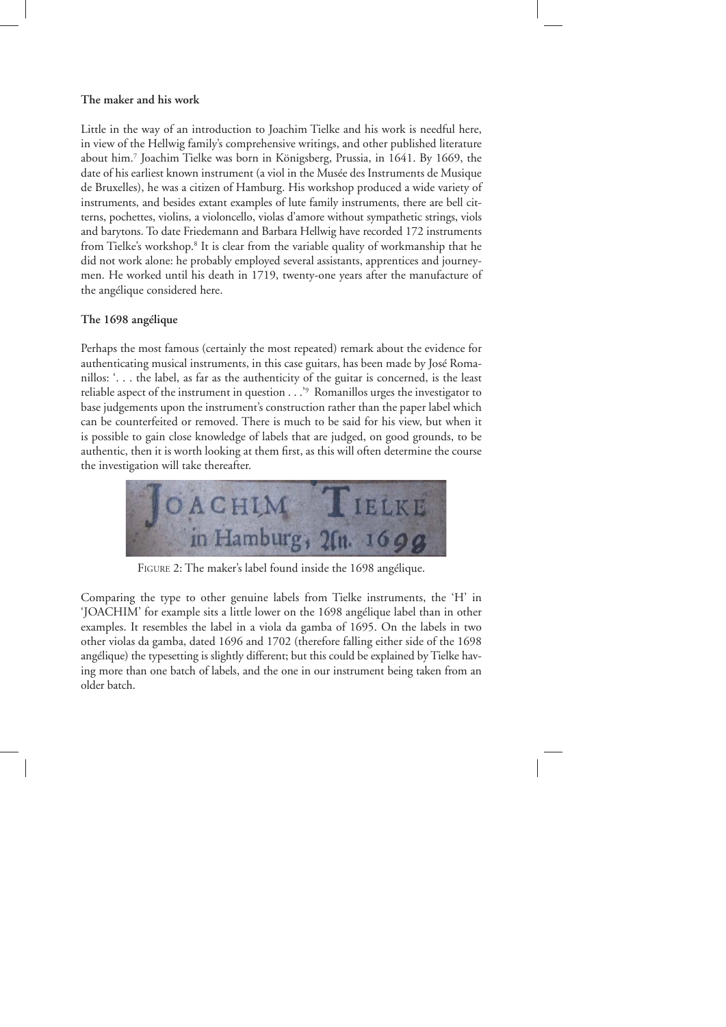**The maker and his work**

Little in the way of an introduction to Joachim Tielke and his work is needful here, in view of the Hellwig family's comprehensive writings, and other published literature about him.[7] Joachim Tielke was born in Königsberg, Prussia, in 1641. By 1669, the date of his earliest known instrument (a viol in the Musée des Instruments de Musique de Bruxelles), he was a citizen of Hamburg. His workshop produced a wide variety of instruments, and besides extant examples of lute family instruments, there are bell citterns, pochettes, violins, a violoncello, violas d'amore without sympathetic strings, viols and barytons. To date Friedemann and Barbara Hellwig have recorded 172 instruments from Tielke's workshop.[8] It is clear from the variable quality of workmanship that he did not work alone: he probably employed several assistants, apprentices and journeymen. He worked until his death in 1719, twenty-one years after the manufacture of the angélique considered here.

**The 1698 angélique**

Perhaps the most famous (certainly the most repeated) remark about the evidence for authenticating musical instruments, in this case guitars, has been made by José Romanillos: '. . . the label, as far as the authenticity of the guitar is concerned, is the least reliable aspect of the instrument in question . . .'[9] Romanillos urges the investigator to base judgements upon the instrument's construction rather than the paper label which can be counterfeited or removed. There is much to be said for his view, but when it is possible to gain close knowledge of labels that are judged, on good grounds, to be authentic, then it is worth looking at them first, as this will often determine the course the investigation will take thereafter.

FIGURE 2: The maker's label found inside the 1698 angélique.

Comparing the type to other genuine labels from Tielke instruments, the 'H' in 'JOACHIM' for example sits a little lower on the 1698 angélique label than in other examples. It resembles the label in a viola da gamba of 1695. On the labels in two other violas da gamba, dated 1696 and 1702 (therefore falling either side of the 1698 angélique) the typesetting is slightly different; but this could be explained by Tielke having more than one batch of labels, and the one in our instrument being taken from an older batch.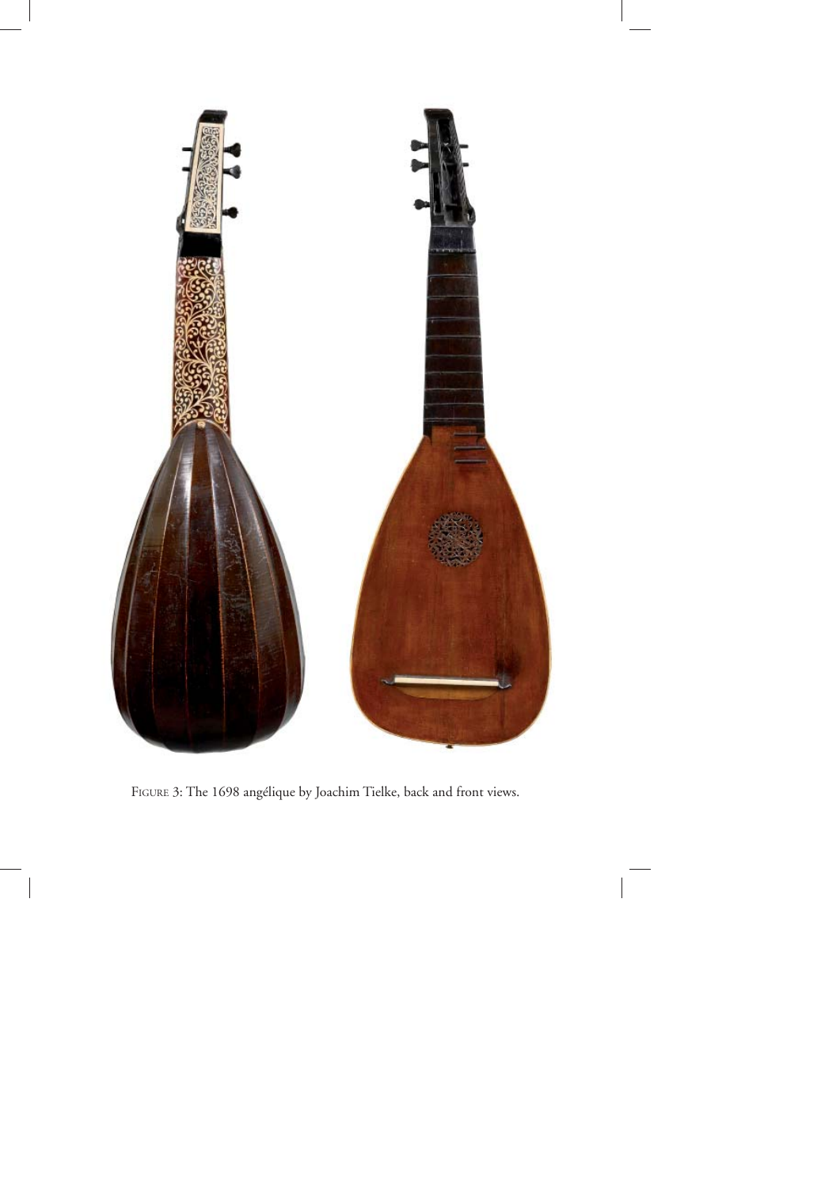Figure 3: The 1698 angélique by Joachim Tielke, back and front views.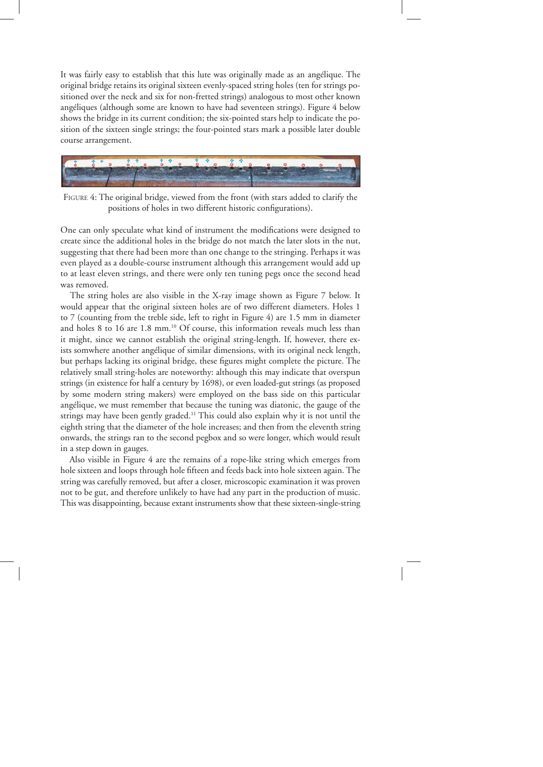It was fairly easy to establish that this lute was originally made as an angélique. The original bridge retains its original sixteen evenly-spaced string holes (ten for strings positioned over the neck and six for non-fretted strings) analogous to most other known angéliques (although some are known to have had seventeen strings). Figure 4 below shows the bridge in its current condition; the six-pointed stars help to indicate the position of the sixteen single strings; the four-pointed stars mark a possible later double course arrangement.

FIGURE 4: The original bridge, viewed from the front (with stars added to clarify the positions of holes in two different historic configurations).

One can only speculate what kind of instrument the modifications were designed to create since the additional holes in the bridge do not match the later slots in the nut, suggesting that there had been more than one change to the stringing. Perhaps it was even played as a double-course instrument although this arrangement would add up to at least eleven strings, and there were only ten tuning pegs once the second head was removed.

The string holes are also visible in the X-ray image shown as Figure 7 below. It would appear that the original sixteen holes are of two different diameters. Holes 1 to 7 (counting from the treble side, left to right in Figure 4) are 1.5 mm in diameter and holes 8 to 16 are 1.8 mm.[10] Of course, this information reveals much less than it might, since we cannot establish the original string-length. If, however, there exists somwhere another angélique of similar dimensions, with its original neck length, but perhaps lacking its original bridge, these figures might complete the picture. The relatively small string-holes are noteworthy: although this may indicate that overspun strings (in existence for half a century by 1698), or even loaded-gut strings (as proposed by some modern string makers) were employed on the bass side on this particular angélique, we must remember that because the tuning was diatonic, the gauge of the strings may have been gently graded.[11] This could also explain why it is not until the eighth string that the diameter of the hole increases; and then from the eleventh string onwards, the strings ran to the second pegbox and so were longer, which would result in a step down in gauges.

Also visible in Figure 4 are the remains of a rope-like string which emerges from hole sixteen and loops through hole fifteen and feeds back into hole sixteen again. The string was carefully removed, but after a closer, microscopic examination it was proven not to be gut, and therefore unlikely to have had any part in the production of music. This was disappointing, because extant instruments show that these sixteen-single-string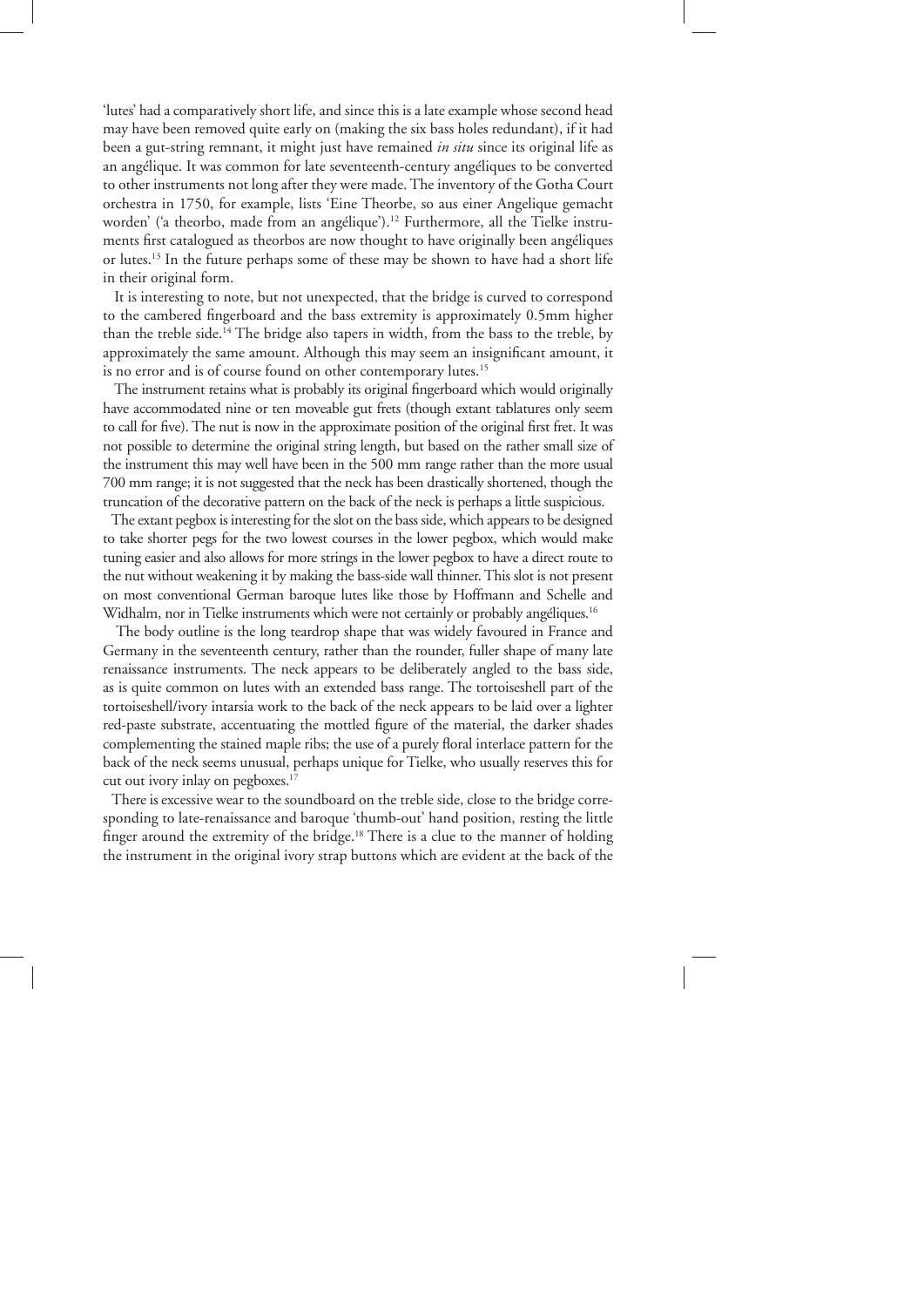'lutes' had a comparatively short life, and since this is a late example whose second head may have been removed quite early on (making the six bass holes redundant), if it had been a gut-string remnant, it might just have remained *in situ* since its original life as an angélique. It was common for late seventeenth-century angéliques to be converted to other instruments not long after they were made. The inventory of the Gotha Court orchestra in 1750, for example, lists 'Eine Theorbe, so aus einer Angelique gemacht worden' ('a theorbo, made from an angélique').[12] Furthermore, all the Tielke instruments first catalogued as theorbos are now thought to have originally been angéliques or lutes.[13] In the future perhaps some of these may be shown to have had a short life in their original form.

It is interesting to note, but not unexpected, that the bridge is curved to correspond to the cambered fingerboard and the bass extremity is approximately 0.5mm higher than the treble side.[14] The bridge also tapers in width, from the bass to the treble, by approximately the same amount. Although this may seem an insignificant amount, it is no error and is of course found on other contemporary lutes.[15]

The instrument retains what is probably its original fingerboard which would originally have accommodated nine or ten moveable gut frets (though extant tablatures only seem to call for five). The nut is now in the approximate position of the original first fret. It was not possible to determine the original string length, but based on the rather small size of the instrument this may well have been in the 500 mm range rather than the more usual 700 mm range; it is not suggested that the neck has been drastically shortened, though the truncation of the decorative pattern on the back of the neck is perhaps a little suspicious.

The extant pegbox is interesting for the slot on the bass side, which appears to be designed to take shorter pegs for the two lowest courses in the lower pegbox, which would make tuning easier and also allows for more strings in the lower pegbox to have a direct route to the nut without weakening it by making the bass-side wall thinner. This slot is not present on most conventional German baroque lutes like those by Hoffmann and Schelle and Widhalm, nor in Tielke instruments which were not certainly or probably angéliques.[16]

The body outline is the long teardrop shape that was widely favoured in France and Germany in the seventeenth century, rather than the rounder, fuller shape of many late renaissance instruments. The neck appears to be deliberately angled to the bass side, as is quite common on lutes with an extended bass range. The tortoiseshell part of the tortoiseshell/ivory intarsia work to the back of the neck appears to be laid over a lighter red-paste substrate, accentuating the mottled figure of the material, the darker shades complementing the stained maple ribs; the use of a purely floral interlace pattern for the back of the neck seems unusual, perhaps unique for Tielke, who usually reserves this for cut out ivory inlay on pegboxes.[17]

There is excessive wear to the soundboard on the treble side, close to the bridge corresponding to late-renaissance and baroque 'thumb-out' hand position, resting the little finger around the extremity of the bridge.[18] There is a clue to the manner of holding the instrument in the original ivory strap buttons which are evident at the back of the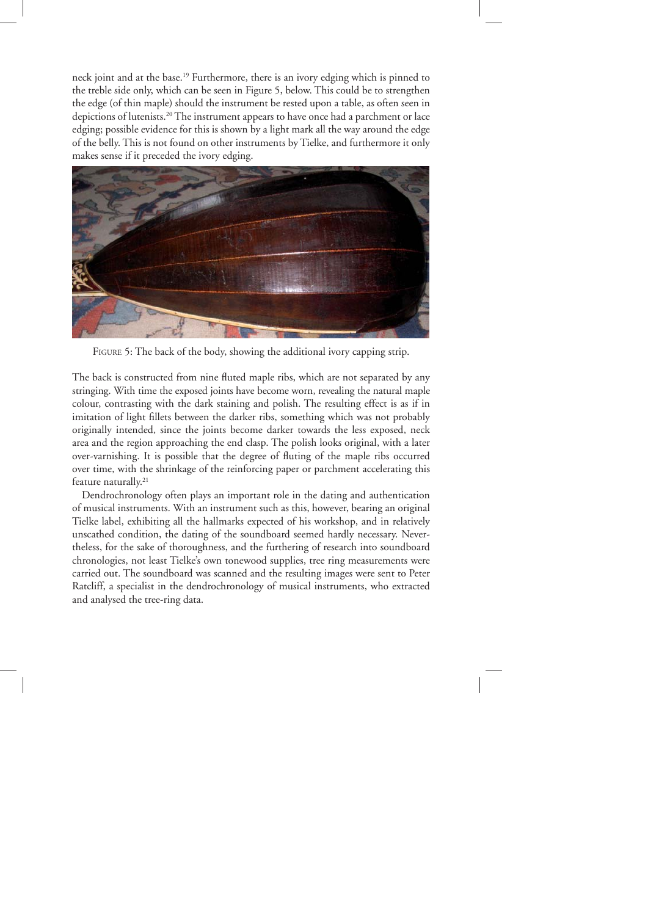neck joint and at the base.[19] Furthermore, there is an ivory edging which is pinned to the treble side only, which can be seen in Figure 5, below. This could be to strengthen the edge (of thin maple) should the instrument be rested upon a table, as often seen in depictions of lutenists.[20] The instrument appears to have once had a parchment or lace edging; possible evidence for this is shown by a light mark all the way around the edge of the belly. This is not found on other instruments by Tielke, and furthermore it only makes sense if it preceded the ivory edging.

FIGURE 5: The back of the body, showing the additional ivory capping strip.

The back is constructed from nine fluted maple ribs, which are not separated by any stringing. With time the exposed joints have become worn, revealing the natural maple colour, contrasting with the dark staining and polish. The resulting effect is as if in imitation of light fillets between the darker ribs, something which was not probably originally intended, since the joints become darker towards the less exposed, neck area and the region approaching the end clasp. The polish looks original, with a later over-varnishing. It is possible that the degree of fluting of the maple ribs occurred over time, with the shrinkage of the reinforcing paper or parchment accelerating this feature naturally.[21]

Dendrochronology often plays an important role in the dating and authentication of musical instruments. With an instrument such as this, however, bearing an original Tielke label, exhibiting all the hallmarks expected of his workshop, and in relatively unscathed condition, the dating of the soundboard seemed hardly necessary. Nevertheless, for the sake of thoroughness, and the furthering of research into soundboard chronologies, not least Tielke's own tonewood supplies, tree ring measurements were carried out. The soundboard was scanned and the resulting images were sent to Peter Ratcliff, a specialist in the dendrochronology of musical instruments, who extracted and analysed the tree-ring data.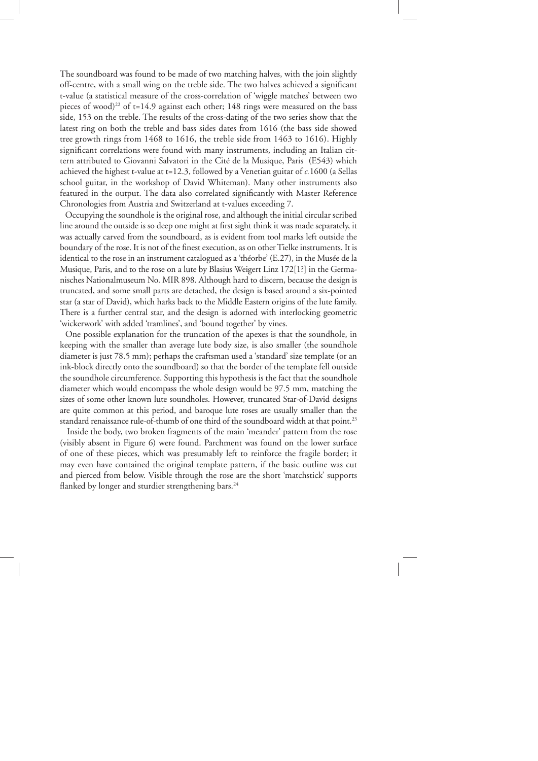The soundboard was found to be made of two matching halves, with the join slightly off-centre, with a small wing on the treble side. The two halves achieved a significant t-value (a statistical measure of the cross-correlation of 'wiggle matches' between two pieces of wood)[22] of t=14.9 against each other; 148 rings were measured on the bass side, 153 on the treble. The results of the cross-dating of the two series show that the latest ring on both the treble and bass sides dates from 1616 (the bass side showed tree growth rings from 1468 to 1616, the treble side from 1463 to 1616). Highly significant correlations were found with many instruments, including an Italian cittern attributed to Giovanni Salvatori in the Cité de la Musique, Paris (E543) which achieved the highest t-value at t=12.3, followed by a Venetian guitar of *c.*1600 (a Sellas school guitar, in the workshop of David Whiteman). Many other instruments also featured in the output. The data also correlated significantly with Master Reference Chronologies from Austria and Switzerland at t-values exceeding 7.

Occupying the soundhole is the original rose, and although the initial circular scribed line around the outside is so deep one might at first sight think it was made separately, it was actually carved from the soundboard, as is evident from tool marks left outside the boundary of the rose. It is not of the finest execution, as on other Tielke instruments. It is identical to the rose in an instrument catalogued as a 'théorbe' (E.27), in the Musée de la Musique, Paris, and to the rose on a lute by Blasius Weigert Linz 172[1?] in the Germanisches Nationalmuseum No. MIR 898. Although hard to discern, because the design is truncated, and some small parts are detached, the design is based around a six-pointed star (a star of David), which harks back to the Middle Eastern origins of the lute family. There is a further central star, and the design is adorned with interlocking geometric 'wickerwork' with added 'tramlines', and 'bound together' by vines.

One possible explanation for the truncation of the apexes is that the soundhole, in keeping with the smaller than average lute body size, is also smaller (the soundhole diameter is just 78.5 mm); perhaps the craftsman used a 'standard' size template (or an ink-block directly onto the soundboard) so that the border of the template fell outside the soundhole circumference. Supporting this hypothesis is the fact that the soundhole diameter which would encompass the whole design would be 97.5 mm, matching the sizes of some other known lute soundholes. However, truncated Star-of-David designs are quite common at this period, and baroque lute roses are usually smaller than the standard renaissance rule-of-thumb of one third of the soundboard width at that point.[23]

Inside the body, two broken fragments of the main 'meander' pattern from the rose (visibly absent in Figure 6) were found. Parchment was found on the lower surface of one of these pieces, which was presumably left to reinforce the fragile border; it may even have contained the original template pattern, if the basic outline was cut and pierced from below. Visible through the rose are the short 'matchstick' supports flanked by longer and sturdier strengthening bars.[24]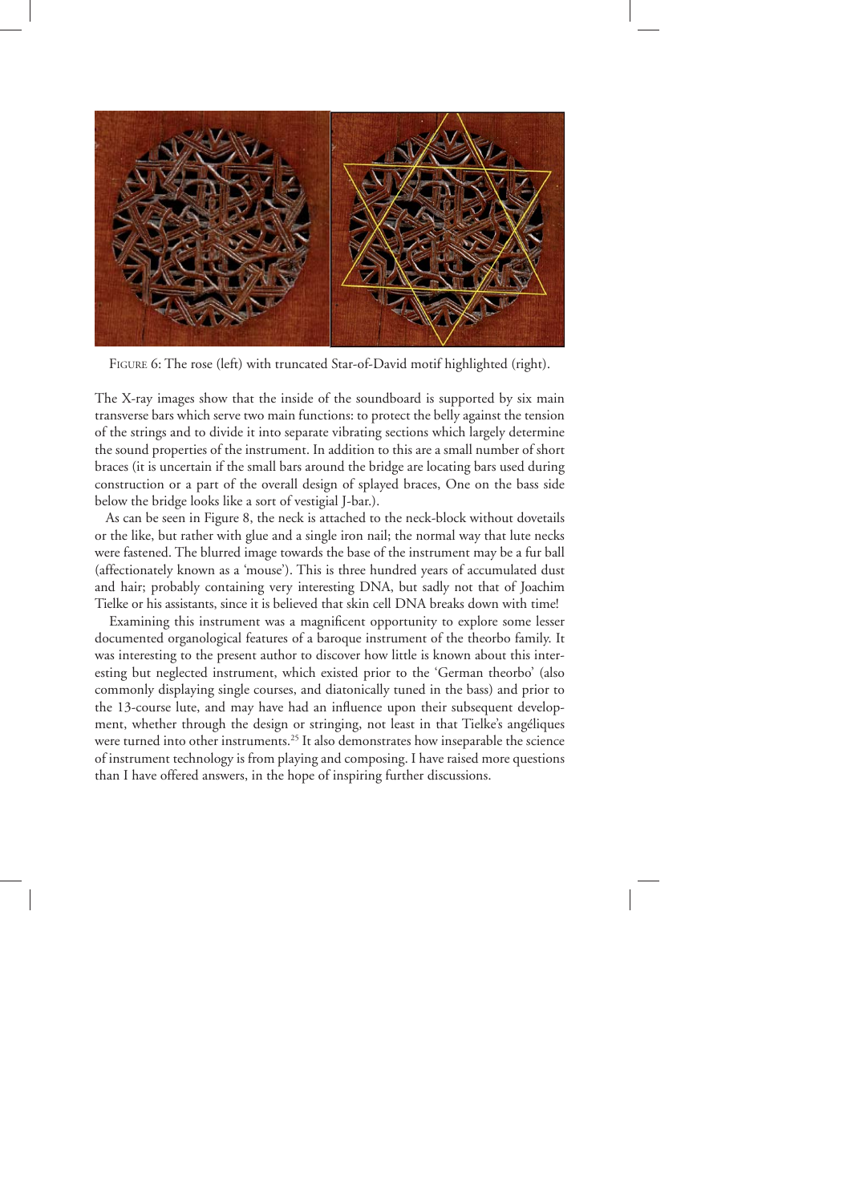Figure 6: The rose (left) with truncated Star-of-David motif highlighted (right).

The X-ray images show that the inside of the soundboard is supported by six main transverse bars which serve two main functions: to protect the belly against the tension of the strings and to divide it into separate vibrating sections which largely determine the sound properties of the instrument. In addition to this are a small number of short braces (it is uncertain if the small bars around the bridge are locating bars used during construction or a part of the overall design of splayed braces, One on the bass side below the bridge looks like a sort of vestigial J-bar.).

As can be seen in Figure 8, the neck is attached to the neck-block without dovetails or the like, but rather with glue and a single iron nail; the normal way that lute necks were fastened. The blurred image towards the base of the instrument may be a fur ball (affectionately known as a 'mouse'). This is three hundred years of accumulated dust and hair; probably containing very interesting DNA, but sadly not that of Joachim Tielke or his assistants, since it is believed that skin cell DNA breaks down with time!

Examining this instrument was a magnificent opportunity to explore some lesser documented organological features of a baroque instrument of the theorbo family. It was interesting to the present author to discover how little is known about this interesting but neglected instrument, which existed prior to the 'German theorbo' (also commonly displaying single courses, and diatonically tuned in the bass) and prior to the 13-course lute, and may have had an influence upon their subsequent development, whether through the design or stringing, not least in that Tielke's angéliques were turned into other instruments.[25] It also demonstrates how inseparable the science of instrument technology is from playing and composing. I have raised more questions than I have offered answers, in the hope of inspiring further discussions.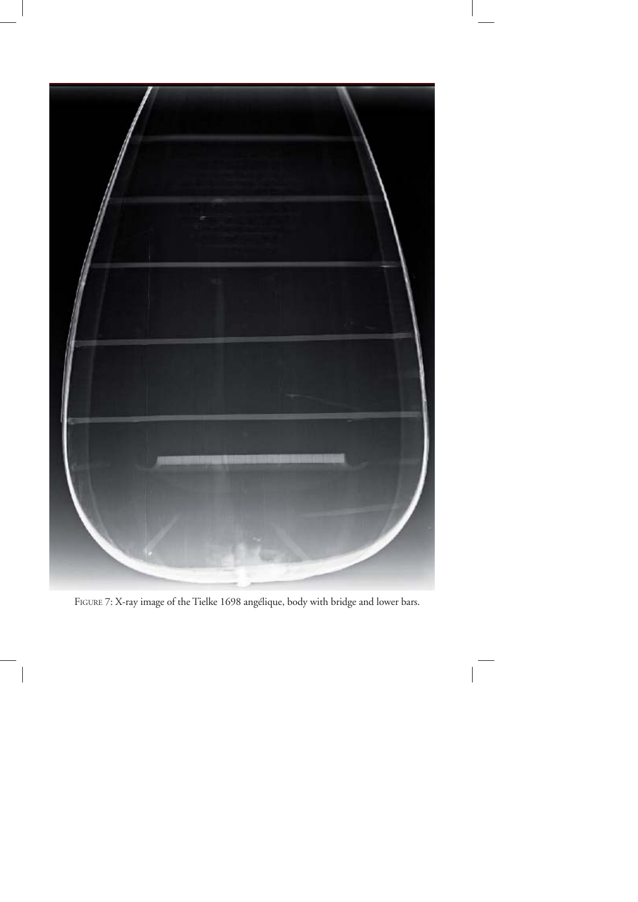FIGURE 7: X-ray image of the Tielke 1698 angélique, body with bridge and lower bars.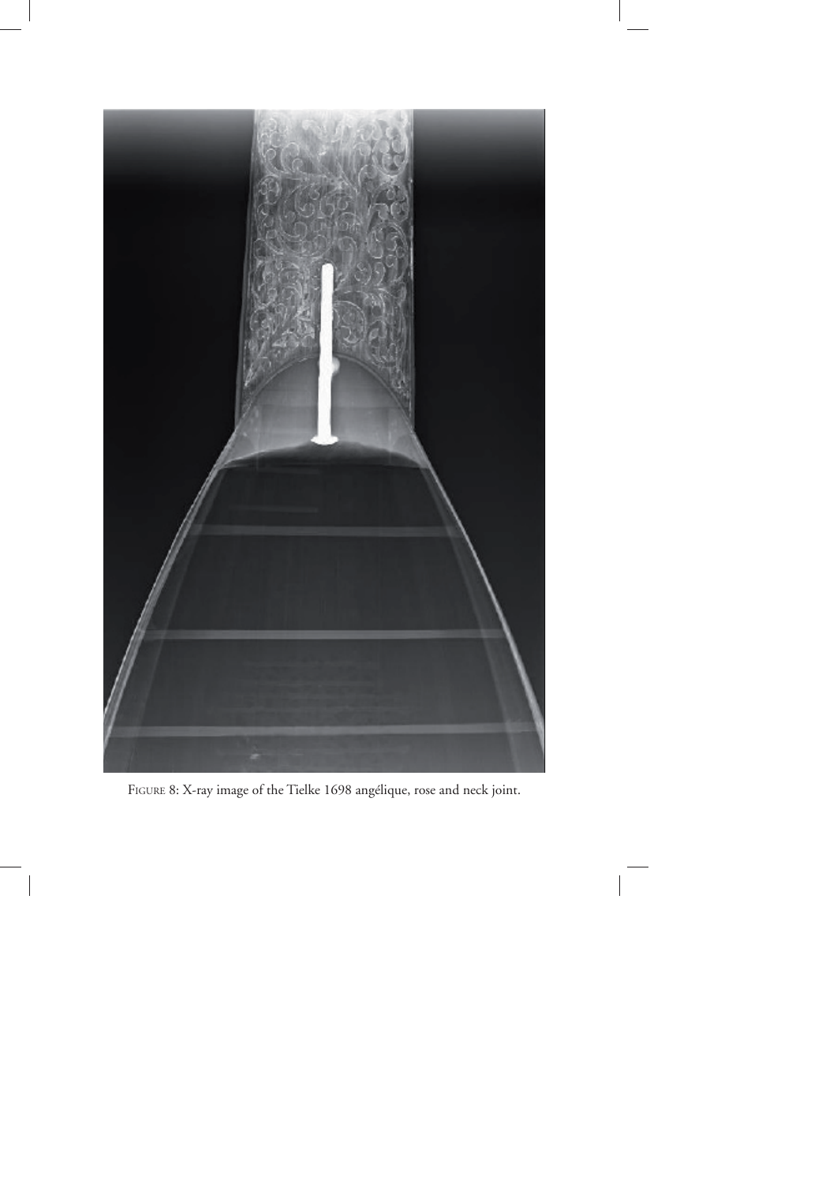Figure 8: X-ray image of the Tielke 1698 angélique, rose and neck joint.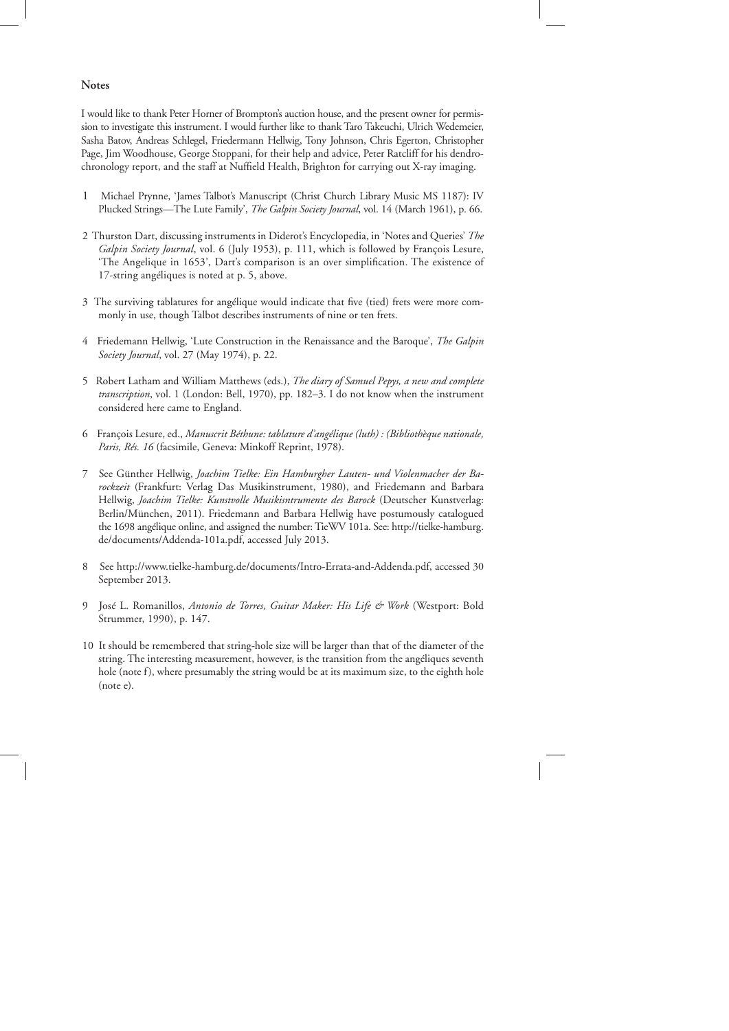## Notes

I would like to thank Peter Horner of Brompton's auction house, and the present owner for permission to investigate this instrument. I would further like to thank Taro Takeuchi, Ulrich Wedemeier, Sasha Batov, Andreas Schlegel, Friedermann Hellwig, Tony Johnson, Chris Egerton, Christopher Page, Jim Woodhouse, George Stoppani, for their help and advice, Peter Ratcliff for his dendrochronology report, and the staff at Nuffield Health, Brighton for carrying out X-ray imaging.

1. Michael Prynne, 'James Talbot's Manuscript (Christ Church Library Music MS 1187): IV Plucked Strings—The Lute Family', *The Galpin Society Journal*, vol. 14 (March 1961), p. 66.

2. Thurston Dart, discussing instruments in Diderot's Encyclopedia, in 'Notes and Queries' *The Galpin Society Journal*, vol. 6 (July 1953), p. 111, which is followed by François Lesure, 'The Angelique in 1653', Dart's comparison is an over simplification. The existence of 17-string angéliques is noted at p. 5, above.

3. The surviving tablatures for angélique would indicate that five (tied) frets were more commonly in use, though Talbot describes instruments of nine or ten frets.

4. Friedemann Hellwig, 'Lute Construction in the Renaissance and the Baroque', *The Galpin Society Journal*, vol. 27 (May 1974), p. 22.

5. Robert Latham and William Matthews (eds.), *The diary of Samuel Pepys, a new and complete transcription*, vol. 1 (London: Bell, 1970), pp. 182–3. I do not know when the instrument considered here came to England.

6. François Lesure, ed., *Manuscrit Béthune: tablature d'angélique (luth) : (Bibliothèque nationale, Paris, Rés. 16* (facsimile, Geneva: Minkoff Reprint, 1978).

7. See Günther Hellwig, *Joachim Tielke: Ein Hamburgher Lauten- und Violenmacher der Barockzeit* (Frankfurt: Verlag Das Musikinstrument, 1980), and Friedemann and Barbara Hellwig, *Joachim Tielke: Kunstvolle Musikisntrumente des Barock* (Deutscher Kunstverlag: Berlin/München, 2011). Friedemann and Barbara Hellwig have postumously catalogued the 1698 angélique online, and assigned the number: TieWV 101a. See: http://tielke-hamburg.de/documents/Addenda-101a.pdf, accessed July 2013.

8. See http://www.tielke-hamburg.de/documents/Intro-Errata-and-Addenda.pdf, accessed 30 September 2013.

9. José L. Romanillos, *Antonio de Torres, Guitar Maker: His Life & Work* (Westport: Bold Strummer, 1990), p. 147.

10. It should be remembered that string-hole size will be larger than that of the diameter of the string. The interesting measurement, however, is the transition from the angéliques seventh hole (note f), where presumably the string would be at its maximum size, to the eighth hole (note e).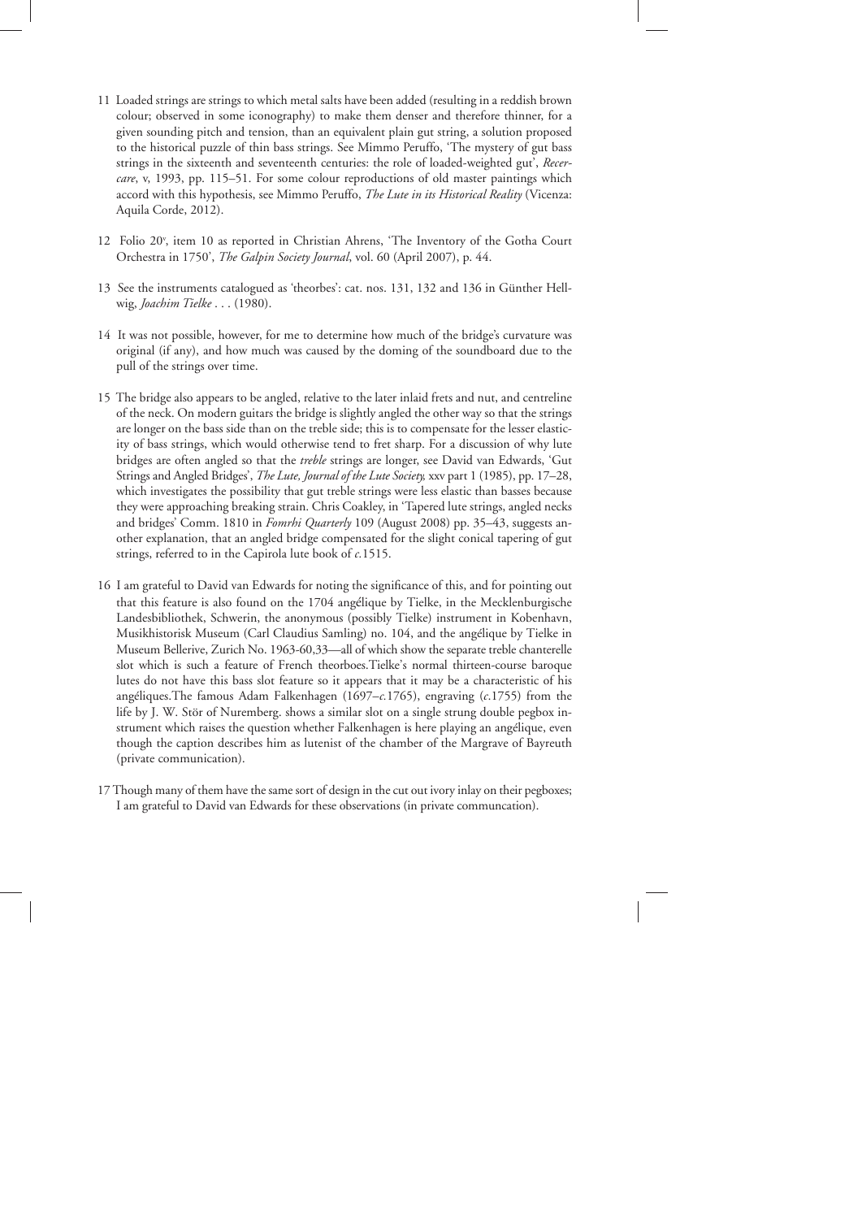11 Loaded strings are strings to which metal salts have been added (resulting in a reddish brown colour; observed in some iconography) to make them denser and therefore thinner, for a given sounding pitch and tension, than an equivalent plain gut string, a solution proposed to the historical puzzle of thin bass strings. See Mimmo Peruffo, 'The mystery of gut bass strings in the sixteenth and seventeenth centuries: the role of loaded-weighted gut', *Recercare*, v, 1993, pp. 115–51. For some colour reproductions of old master paintings which accord with this hypothesis, see Mimmo Peruffo, *The Lute in its Historical Reality* (Vicenza: Aquila Corde, 2012).

12 Folio 20v, item 10 as reported in Christian Ahrens, 'The Inventory of the Gotha Court Orchestra in 1750', *The Galpin Society Journal*, vol. 60 (April 2007), p. 44.

13 See the instruments catalogued as 'theorbes': cat. nos. 131, 132 and 136 in Günther Hellwig, *Joachim Tielke* . . . (1980).

14 It was not possible, however, for me to determine how much of the bridge's curvature was original (if any), and how much was caused by the doming of the soundboard due to the pull of the strings over time.

15 The bridge also appears to be angled, relative to the later inlaid frets and nut, and centreline of the neck. On modern guitars the bridge is slightly angled the other way so that the strings are longer on the bass side than on the treble side; this is to compensate for the lesser elasticity of bass strings, which would otherwise tend to fret sharp. For a discussion of why lute bridges are often angled so that the *treble* strings are longer, see David van Edwards, 'Gut Strings and Angled Bridges', *The Lute, Journal of the Lute Society,* xxv part 1 (1985), pp. 17–28, which investigates the possibility that gut treble strings were less elastic than basses because they were approaching breaking strain. Chris Coakley, in 'Tapered lute strings, angled necks and bridges' Comm. 1810 in *Fomrhi Quarterly* 109 (August 2008) pp. 35–43, suggests another explanation, that an angled bridge compensated for the slight conical tapering of gut strings, referred to in the Capirola lute book of *c.*1515.

16 I am grateful to David van Edwards for noting the significance of this, and for pointing out that this feature is also found on the 1704 angélique by Tielke, in the Mecklenburgische Landesbibliothek, Schwerin, the anonymous (possibly Tielke) instrument in Kobenhavn, Musikhistorisk Museum (Carl Claudius Samling) no. 104, and the angélique by Tielke in Museum Bellerive, Zurich No. 1963-60,33—all of which show the separate treble chanterelle slot which is such a feature of French theorboes.Tielke's normal thirteen-course baroque lutes do not have this bass slot feature so it appears that it may be a characteristic of his angéliques.The famous Adam Falkenhagen (1697–*c.*1765), engraving (*c.*1755) from the life by J. W. Stör of Nuremberg. shows a similar slot on a single strung double pegbox instrument which raises the question whether Falkenhagen is here playing an angélique, even though the caption describes him as lutenist of the chamber of the Margrave of Bayreuth (private communication).

17 Though many of them have the same sort of design in the cut out ivory inlay on their pegboxes; I am grateful to David van Edwards for these observations (in private communcation).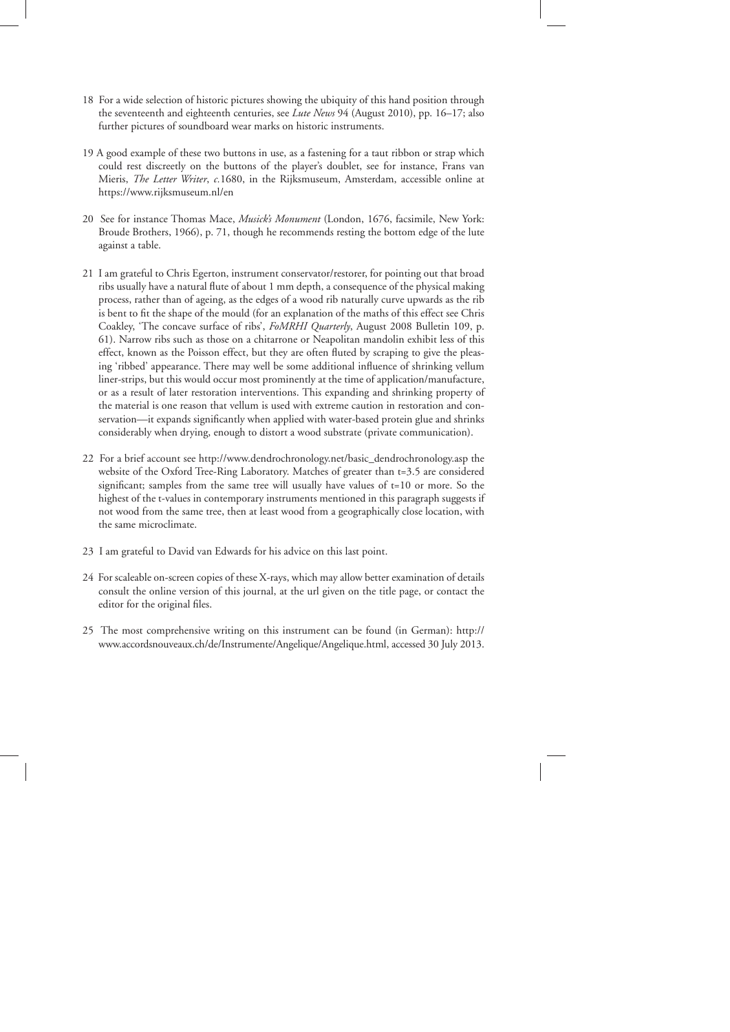18 For a wide selection of historic pictures showing the ubiquity of this hand position through the seventeenth and eighteenth centuries, see *Lute News* 94 (August 2010), pp. 16–17; also further pictures of soundboard wear marks on historic instruments.

19 A good example of these two buttons in use, as a fastening for a taut ribbon or strap which could rest discreetly on the buttons of the player's doublet, see for instance, Frans van Mieris, *The Letter Writer*, *c.*1680, in the Rijksmuseum, Amsterdam, accessible online at https://www.rijksmuseum.nl/en

20 See for instance Thomas Mace, *Musick's Monument* (London, 1676, facsimile, New York: Broude Brothers, 1966), p. 71, though he recommends resting the bottom edge of the lute against a table.

21 I am grateful to Chris Egerton, instrument conservator/restorer, for pointing out that broad ribs usually have a natural flute of about 1 mm depth, a consequence of the physical making process, rather than of ageing, as the edges of a wood rib naturally curve upwards as the rib is bent to fit the shape of the mould (for an explanation of the maths of this effect see Chris Coakley, 'The concave surface of ribs', *FoMRHI Quarterly*, August 2008 Bulletin 109, p. 61). Narrow ribs such as those on a chitarrone or Neapolitan mandolin exhibit less of this effect, known as the Poisson effect, but they are often fluted by scraping to give the pleasing 'ribbed' appearance. There may well be some additional influence of shrinking vellum liner-strips, but this would occur most prominently at the time of application/manufacture, or as a result of later restoration interventions. This expanding and shrinking property of the material is one reason that vellum is used with extreme caution in restoration and conservation—it expands significantly when applied with water-based protein glue and shrinks considerably when drying, enough to distort a wood substrate (private communication).

22 For a brief account see http://www.dendrochronology.net/basic_dendrochronology.asp the website of the Oxford Tree-Ring Laboratory. Matches of greater than t=3.5 are considered significant; samples from the same tree will usually have values of t=10 or more. So the highest of the t-values in contemporary instruments mentioned in this paragraph suggests if not wood from the same tree, then at least wood from a geographically close location, with the same microclimate.

23 I am grateful to David van Edwards for his advice on this last point.

24 For scaleable on-screen copies of these X-rays, which may allow better examination of details consult the online version of this journal, at the url given on the title page, or contact the editor for the original files.

25 The most comprehensive writing on this instrument can be found (in German): http://www.accordsnouveaux.ch/de/Instrumente/Angelique/Angelique.html, accessed 30 July 2013.